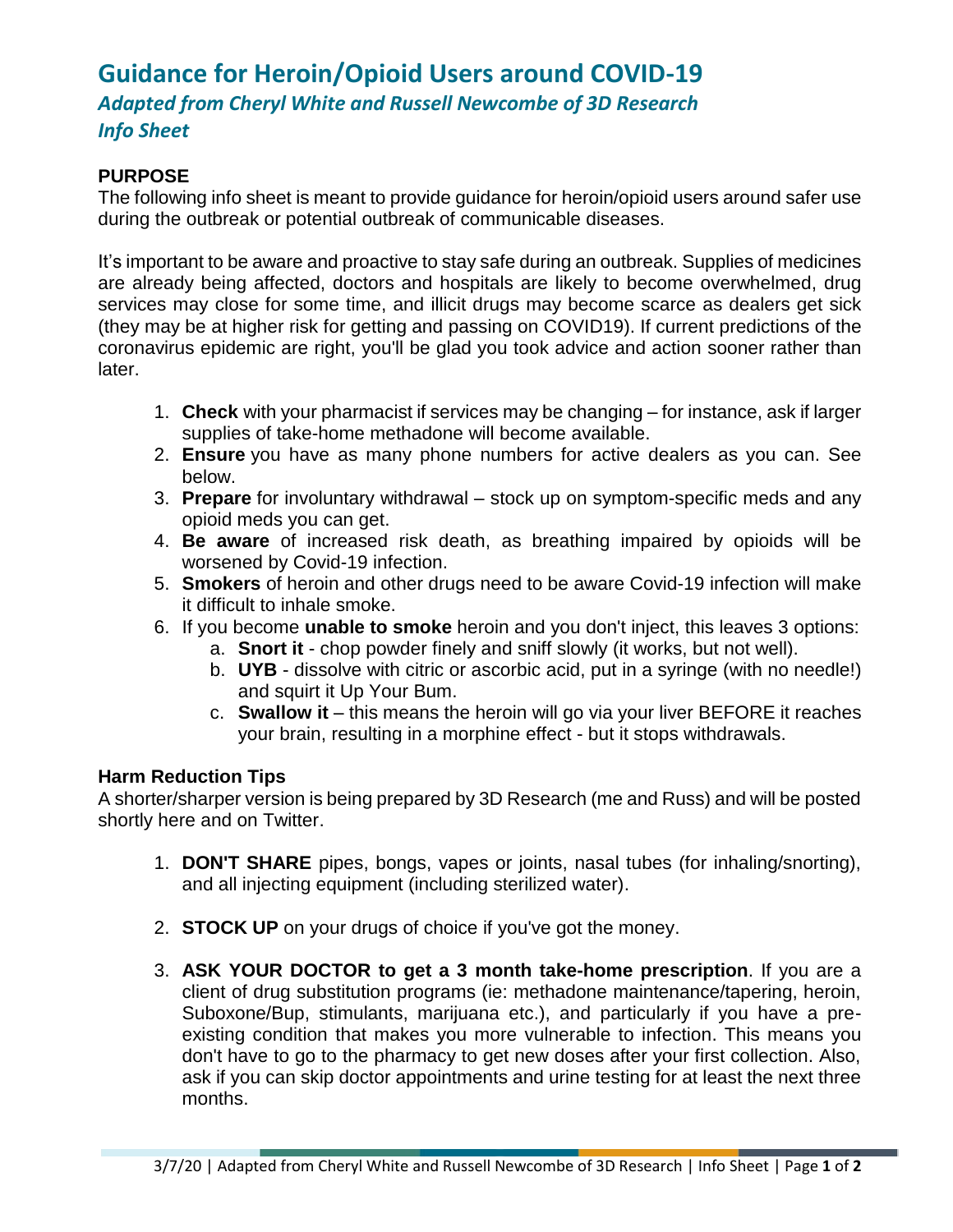# Guidance for Heroin/Opioid Users around COVID-19

*Adapted from Cheryl White and Russell Newcombe of 3D Research*

*Info Sheet*

## PURPOSE

The following info sheet is meant to provide guidance for heroin/opioid users around safer use during the outbreak or potential outbreak of communicable diseases.

It's important to be aware and proactive to stay safe during an outbreak. Supplies of medicines are already being affected, doctors and hospitals are likely to become overwhelmed, drug services may close for some time, and illicit drugs may become scarce as dealers get sick (they may be at higher risk for getting and passing on COVID19). If current predictions of the coronavirus epidemic are right, you'll be glad you took advice and action sooner rather than later.

1. **Check** with your pharmacist if services may be changing – for instance, ask if larger supplies of take-home methadone will become available.
2. **Ensure** you have as many phone numbers for active dealers as you can. See below.
3. **Prepare** for involuntary withdrawal – stock up on symptom-specific meds and any opioid meds you can get.
4. **Be aware** of increased risk death, as breathing impaired by opioids will be worsened by Covid-19 infection.
5. **Smokers** of heroin and other drugs need to be aware Covid-19 infection will make it difficult to inhale smoke.
6. If you become **unable to smoke** heroin and you don't inject, this leaves 3 options:
   a. **Snort it** - chop powder finely and sniff slowly (it works, but not well).
   b. **UYB** - dissolve with citric or ascorbic acid, put in a syringe (with no needle!) and squirt it Up Your Bum.
   c. **Swallow it** – this means the heroin will go via your liver BEFORE it reaches your brain, resulting in a morphine effect - but it stops withdrawals.

## Harm Reduction Tips

A shorter/sharper version is being prepared by 3D Research (me and Russ) and will be posted shortly here and on Twitter.

1. **DON'T SHARE** pipes, bongs, vapes or joints, nasal tubes (for inhaling/snorting), and all injecting equipment (including sterilized water).

2. **STOCK UP** on your drugs of choice if you've got the money.

3. **ASK YOUR DOCTOR to get a 3 month take-home prescription**. If you are a client of drug substitution programs (ie: methadone maintenance/tapering, heroin, Suboxone/Bup, stimulants, marijuana etc.), and particularly if you have a pre-existing condition that makes you more vulnerable to infection. This means you don't have to go to the pharmacy to get new doses after your first collection. Also, ask if you can skip doctor appointments and urine testing for at least the next three months.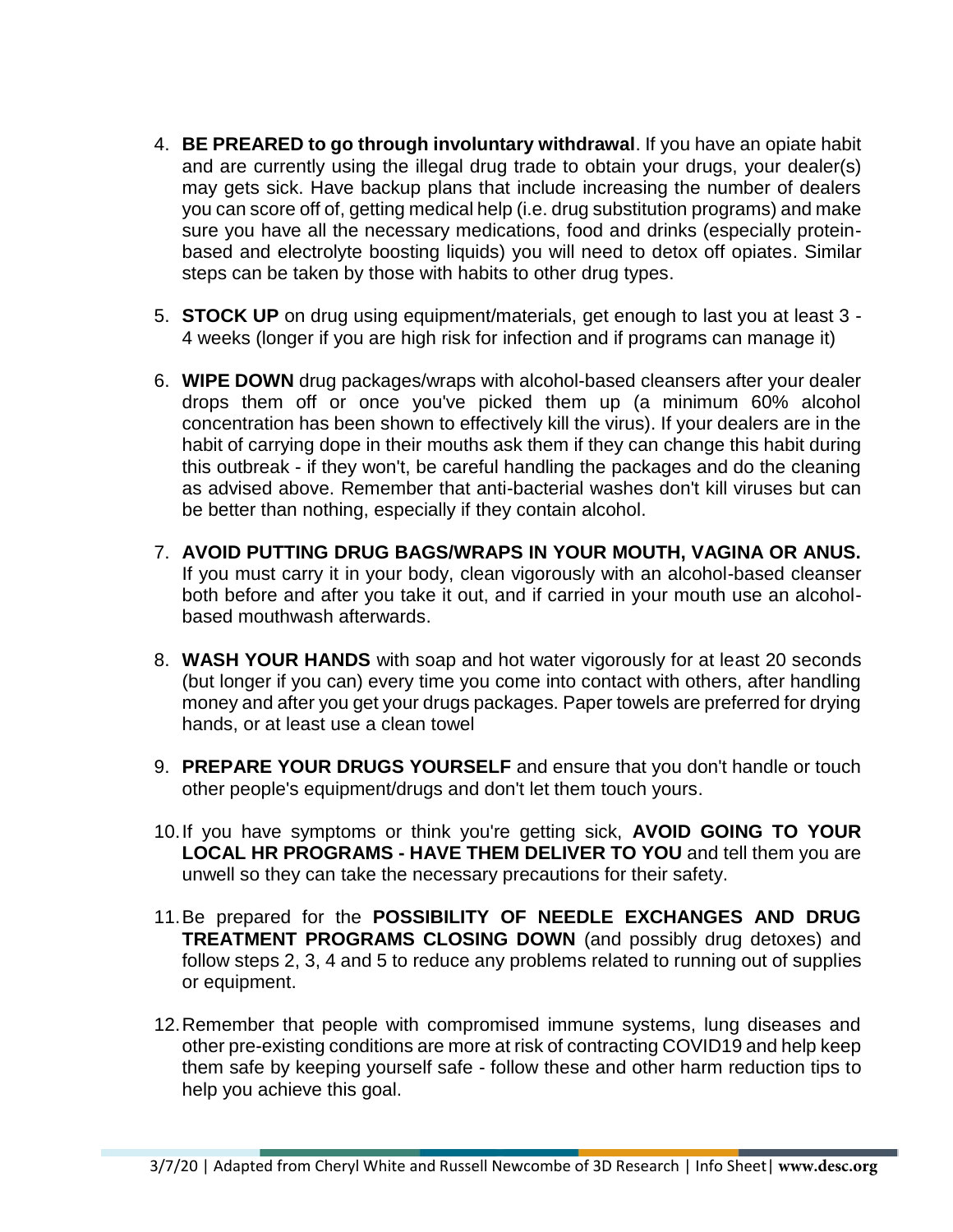4. **BE PREARED to go through involuntary withdrawal**. If you have an opiate habit and are currently using the illegal drug trade to obtain your drugs, your dealer(s) may gets sick. Have backup plans that include increasing the number of dealers you can score off of, getting medical help (i.e. drug substitution programs) and make sure you have all the necessary medications, food and drinks (especially protein-based and electrolyte boosting liquids) you will need to detox off opiates. Similar steps can be taken by those with habits to other drug types.

5. **STOCK UP** on drug using equipment/materials, get enough to last you at least 3 - 4 weeks (longer if you are high risk for infection and if programs can manage it)

6. **WIPE DOWN** drug packages/wraps with alcohol-based cleansers after your dealer drops them off or once you've picked them up (a minimum 60% alcohol concentration has been shown to effectively kill the virus). If your dealers are in the habit of carrying dope in their mouths ask them if they can change this habit during this outbreak - if they won't, be careful handling the packages and do the cleaning as advised above. Remember that anti-bacterial washes don't kill viruses but can be better than nothing, especially if they contain alcohol.

7. **AVOID PUTTING DRUG BAGS/WRAPS IN YOUR MOUTH, VAGINA OR ANUS.** If you must carry it in your body, clean vigorously with an alcohol-based cleanser both before and after you take it out, and if carried in your mouth use an alcohol-based mouthwash afterwards.

8. **WASH YOUR HANDS** with soap and hot water vigorously for at least 20 seconds (but longer if you can) every time you come into contact with others, after handling money and after you get your drugs packages. Paper towels are preferred for drying hands, or at least use a clean towel

9. **PREPARE YOUR DRUGS YOURSELF** and ensure that you don't handle or touch other people's equipment/drugs and don't let them touch yours.

10. If you have symptoms or think you're getting sick, **AVOID GOING TO YOUR LOCAL HR PROGRAMS - HAVE THEM DELIVER TO YOU** and tell them you are unwell so they can take the necessary precautions for their safety.

11. Be prepared for the **POSSIBILITY OF NEEDLE EXCHANGES AND DRUG TREATMENT PROGRAMS CLOSING DOWN** (and possibly drug detoxes) and follow steps 2, 3, 4 and 5 to reduce any problems related to running out of supplies or equipment.

12. Remember that people with compromised immune systems, lung diseases and other pre-existing conditions are more at risk of contracting COVID19 and help keep them safe by keeping yourself safe - follow these and other harm reduction tips to help you achieve this goal.

3/7/20 | Adapted from Cheryl White and Russell Newcombe of 3D Research | Info Sheet | **www.desc.org**